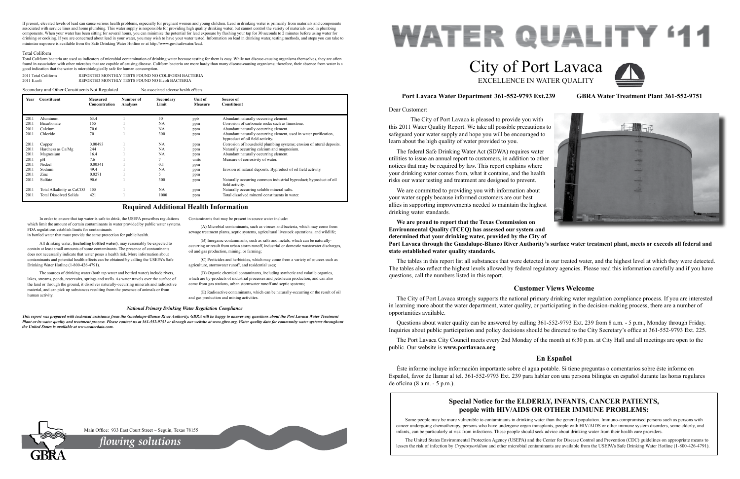If present, elevated levels of lead can cause serious health problems, especially for pregnant women and young children. Lead in drinking water is primarily from materials and components associated with service lines and home plumbing. This water supply is responsible for providing high quality drinking water, but cannot control the variety of materials used in plumbing components. When your water has been sitting for several hours, you can minimize the potential for lead exposure by flushing your tap for 30 seconds to 2 minutes before using water for drinking or cooking. If you are concerned about lead in your water, you may wish to have your water tested. Information on lead in drinking water, testing methods, and steps you can take to minimize exposure is available from the Safe Drinking Water Hotline or at http://www.gov/safewater/lead.

Total Coliform

Total Coliform bacteria are used as indicators of microbial contamination of drinking water because testing for them is easy. While not disease-causing organisms themselves, they are often found in association with other microbes that are capable of causing disease. Coliform bacteria are more hardy than many disease-causing organisms; therefore, their absence from water is a good indication that the water is microbiologically safe for human consumption.

2011 Total Coliform — REPORTED MONTHLY TESTS FOUND NO COLIFORM BACTERIA
2011 E.coli — REPORTED MONTHLY TESTS FOUND NO E.coli BACTERIA

Secondary and Other Constituents Not Regulated — No associated adverse health effects.

| Year | Constituent | Measured Concentration | Number of Analyses | Secondary Limit | Unit of Measure | Source of Constituent |
|---|---|---|---|---|---|---|
| 2011 | Aluminum | 63.4 | 1 | 50 | ppb | Abundant naturally occurring element. |
| 2011 | Bicarbonate | 155 | 1 | NA | ppm | Corrosion of carbonate rocks such as limestone. |
| 2011 | Calcium | 70.6 | 1 | NA | ppm | Abundant naturally occurring element. |
| 2011 | Chloride | 70 | 1 | 300 | ppm | Abundant naturally occurring element, used in water purification, byproduct of oil field activity. |
| 2011 | Copper | 0.00493 | 1 | NA | ppm | Corrosion of household plumbing systems; erosion of ntural deposits. |
| 2011 | Hardness as Ca/Mg | 244 | 1 | NA | ppm | Naturally occurring calcium and magnesium. |
| 2011 | Magnesium | 16.4 | 1 | NA | ppm | Abundant naturally occurring element. |
| 2011 | pH | 7.6 | 1 | 7 | units | Measure of corrosivity of water. |
| 2011 | Nickel | 0.00341 | 1 | 0.1 | ppm | |
| 2011 | Sodium | 49.4 | 1 | NA | ppm | Erosion of natural deposits. Byproduct of oil field activity. |
| 2011 | Zinc | 0.0271 | 1 | 5 | ppm | |
| 2011 | Sulfate | 90.6 | 1 | 300 | ppm | Naturally occurring common industrial byproduct; byproduct of oil field activity. |
| 2011 | Total Alkalinity as $CaCO_3$ | 155 | 1 | NA | ppm | Naturally occurring soluble mineral salts. |
| 2011 | Total Dissolved Solids | 421 | 1 | 1000 | ppm | Total dissolved mineral constituents in water. |

## Required Additional Health Information

In order to ensure that tap water is safe to drink, the USEPA prescribes regulations which limit the amount of certain contaminants in water provided by public water systems. FDA regulations establish limits for contaminants in bottled water that must provide the same protection for public health.

All drinking water, **(including bottled water)**, may reasonably be expected to contain at least small amounts of some contaminants. The presence of contaminants does not necessarily indicate that water poses a health risk. More information about contaminants and potential health effects can be obtained by calling the USEPA's Safe Drinking Water Hotline (1-800-426-4791).

The sources of drinking water (both tap water and bottled water) include rivers, lakes, streams, ponds, reservoirs, springs and wells. As water travels over the surface of the land or through the ground, it dissolves naturally-occurring minerals and radioactive material, and can pick up substances resulting from the presence of animals or from human activity.

Contaminants that may be present in source water include:

(A) Microbial contaminants, such as viruses and bacteria, which may come from sewage treatment plants, septic systems, agricultural livestock operations, and wildlife;

(B) Inorganic contaminants, such as salts and metals, which can be naturally-occurring or result from urban storm runoff, industrial or domestic wastewater discharges, oil and gas production, mining, or farming;

(C) Pesticides and herbicides, which may come from a variety of sources such as agriculture, stormwater runoff, and residential uses;

(D) Organic chemical contaminants, including synthetic and volatile organics, which are by-products of industrial processes and petroleum production, and can also come from gas stations, urban stormwater runoff and septic systems;

(E) Radioactive contaminants, which can be naturally-occurring or the result of oil and gas production and mining activities.

***National Primary Drinking Water Regulation Compliance***

***This report was prepared with technical assistance from the Guadalupe-Blanco River Authority. GBRA will be happy to answer any questions about the Port Lavaca Water Treatment Plant or its water quality and treatment process. Please contact us at 361-552-9751 or through our website at www.gbra.org. Water quality data for community water systems throughout the United States is available at www.waterdata.com.***

Main Office: 933 East Court Street ~ Seguin, Texas 78155

*flowing solutions*

# WATER QUALITY '11

## City of Port Lavaca

EXCELLENCE IN WATER QUALITY

**Port Lavaca Water Department 361-552-9793 Ext.239 — GBRA Water Treatment Plant 361-552-9751**

Dear Customer:

The City of Port Lavaca is pleased to provide you with this 2011 Water Quality Report. We take all possible precautions to safeguard your water supply and hope you will be encouraged to learn about the high quality of water provided to you.

The federal Safe Drinking Water Act (SDWA) requires water utilities to issue an annual report to customers, in addition to other notices that may be required by law. This report explains where your drinking water comes from, what it contains, and the health risks our water testing and treatment are designed to prevent.

We are committed to providing you with information about your water supply because informed customers are our best allies in supporting improvements needed to maintain the highest drinking water standards.

**We are proud to report that the Texas Commission on Environmental Quality (TCEQ) has assessed our system and determined that your drinking water, provided by the City of Port Lavaca through the Guadalupe-Blanco River Authority's surface water treatment plant, meets or exceeds all federal and state established water quality standards.**

The tables in this report list all substances that were detected in our treated water, and the highest level at which they were detected. The tables also reflect the highest levels allowed by federal regulatory agencies. Please read this information carefully and if you have questions, call the numbers listed in this report.

### Customer Views Welcome

The City of Port Lavaca strongly supports the national primary drinking water regulation compliance process. If you are interested in learning more about the water department, water quality, or participating in the decision-making process, there are a number of opportunities available.

Questions about water quality can be answered by calling 361-552-9793 Ext. 239 from 8 a.m. - 5 p.m., Monday through Friday. Inquiries about public participation and policy decisions should be directed to the City Secretary's office at 361-552-9793 Ext. 225.

The Port Lavaca City Council meets every 2nd Monday of the month at 6:30 p.m. at City Hall and all meetings are open to the public. Our website is **www.portlavaca.org**.

### En Español

Éste informe incluye información importante sobre el agua potable. Si tiene preguntas o comentarios sobre éste informe en Español, favor de llamar al tel. 361-552-9793 Ext. 239 para hablar con una persona bilingüe en español durante las horas regulares de oficina (8 a.m. - 5 p.m.).

### Special Notice for the ELDERLY, INFANTS, CANCER PATIENTS, people with HIV/AIDS OR OTHER IMMUNE PROBLEMS:

Some people may be more vulnerable to contaminants in drinking water than the general population. Immuno-compromised persons such as persons with cancer undergoing chemotherapy, persons who have undergone organ transplants, people with HIV/AIDS or other immune system disorders, some elderly, and infants, can be particularly at risk from infections. These people should seek advice about drinking water from their health care providers.

The United States Environmental Protection Agency (USEPA) and the Center for Disease Control and Prevention (CDC) guidelines on appropriate means to lessen the risk of infection by *Cryptosporidium* and other microbial contaminants are available from the USEPA's Safe Drinking Water Hotline (1-800-426-4791).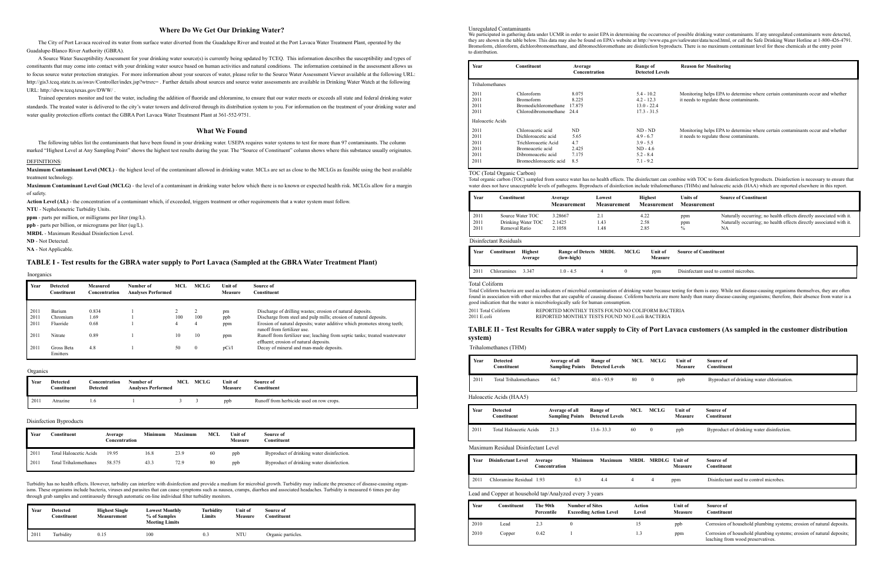## Where Do We Get Our Drinking Water?

The City of Port Lavaca received its water from surface water diverted from the Guadalupe River and treated at the Port Lavaca Water Treatment Plant, operated by the Guadalupe-Blanco River Authority (GBRA).

A Source Water Susceptibility Assessment for your drinking water source(s) is currently being updated by TCEQ. This information describes the susceptibility and types of constituents that may come into contact with your drinking water source based on human activities and natural conditions. The information contained in the assessment allows us to focus source water protection strategies. For more information about your sources of water, please refer to the Source Water Assessment Viewer available at the following URL: http://gis3.tceq.state.tx.us/swav/Controller/index.jsp?wtrsrc= . Further details about sources and source water assessments are available in Drinking Water Watch at the following URL: http://dww.tceq.texas.gov/DWW/ .

Trained operators monitor and test the water, including the addition of fluoride and chloramine, to ensure that our water meets or exceeds all state and federal drinking water standards. The treated water is delivered to the city's water towers and delivered through its distribution system to you. For information on the treatment of your drinking water and water quality protection efforts contact the GBRA Port Lavaca Water Treatment Plant at 361-552-9751.

## What We Found

The following tables list the contaminants that have been found in your drinking water. USEPA requires water systems to test for more than 97 contaminants. The column marked "Highest Level at Any Sampling Point" shows the highest test results during the year. The "Source of Constituent" column shows where this substance usually originates.

DEFINITIONS:

**Maximum Contaminant Level (MCL)** - the highest level of the contaminant allowed in drinking water. MCLs are set as close to the MCLGs as feasible using the best available treatment technology.

**Maximum Contaminant Level Goal (MCLG)** - the level of a contaminant in drinking water below which there is no known or expected health risk. MCLGs allow for a margin of safety.

**Action Level (AL)** - the concentration of a contaminant which, if exceeded, triggers treatment or other requirements that a water system must follow.

**NTU** - Nephelometric Turbidity Units.

**ppm** - parts per million, or milligrams per liter (mg/L).

**ppb** - parts per billion, or micrograms per liter (ug/L).

**MRDL** - Maximum Residual Disinfection Level.

**ND** - Not Detected.

**NA** - Not Applicable.

## TABLE I - Test results for the GBRA water supply to Port Lavaca (Sampled at the GBRA Water Treatment Plant)

Inorganics

| Year | Detected Constituent | Measured Concentration | Number of Analyses Performed | MCL | MCLG | Unit of Measure | Source of Constituent |
|---|---|---|---|---|---|---|---|
| 2011 | Barium | 0.834 | 1 | 2 | 2 | pm | Discharge of drilling wastes; erosion of natural deposits. |
| 2011 | Chromium | 1.69 | 1 | 100 | 100 | ppb | Discharge from steel and pulp mills; erosion of natural deposits. |
| 2011 | Fluoride | 0.68 | 1 | 4 | 4 | ppm | Erosion of natural deposits; water additive which promotes strong teeth; runoff from fertilizer use. |
| 2011 | Nitrate | 0.89 | 1 | 10 | 10 | ppm | Runoff from fertilizer use; leaching from septic tanks; treated wastewater effluent; erosion of natural deposits. |
| 2011 | Gross Beta Emitters | 4.8 | 1 | 50 | 0 | pCi/l | Decay of mineral and man-made deposits. |

Organics

| Year | Detected Constituent | Concentration Detected | Number of Analyses Performed | MCL | MCLG | Unit of Measure | Source of Constituent |
|---|---|---|---|---|---|---|---|
| 2011 | Atrazine | 1.6 | 1 | 3 | 3 | ppb | Runoff from herbicide used on row crops. |

Disinfection Byproducts

| Year | Constituent | Average Concentration | Minimum | Maximum | MCL | Unit of Measure | Source of Constituent |
|---|---|---|---|---|---|---|---|
| 2011 | Total Haloacetic Acids | 19.95 | 16.8 | 23.9 | 60 | ppb | Byproduct of drinking water disinfection. |
| 2011 | Total Trihalomethanes | 58.575 | 43.3 | 72.9 | 80 | ppb | Byproduct of drinking water disinfection. |

Turbidity has no health effects. However, turbidity can interfere with disinfection and provide a medium for microbial growth. Turbidity may indicate the presence of disease-causing organisms. These organisms include bacteria, viruses and parasites that can cause symptoms such as nausea, cramps, diarrhea and associated headaches. Turbidity is measured 6 times per day through grab samples and continuously through automatic on-line individual filter turbidity monitors.

| Year | Detected Constituent | Highest Single Measurement | Lowest Monthly % of Samples Meeting Limits | Turbidity Limits | Unit of Measure | Source of Constituent |
|---|---|---|---|---|---|---|
| 2011 | Turbidity | 0.15 | 100 | 0.3 | NTU | Organic particles. |

Unregulated Contaminants

We participated in gathering data under UCMR in order to assist EPA in determining the occurrence of possible drinking water contaminants. If any unregulated contaminants were detected, they are shown in the table below. This data may also be found on EPA's website at http://www.epa.gov/safewater/data/ncod.html, or call the Safe Drinking Water Hotline at 1-800-426-4791. Bromoform, chloroform, dichlorobromomethane, and dibromochloromethane are disinfection byproducts. There is no maximum contaminant level for these chemicals at the entry point to distribution.

| Year | Constituent | Average Concentration | Range of Detected Levels | Reason for Monitoring |
|---|---|---|---|---|
| Trihalomethanes | | | | |
| 2011 | Chloroform | 8.075 | 5.4 - 10.2 | Monitoring helps EPA to determine where certain contaminants occur and whether it needs to regulate those contaminants. |
| 2011 | Bromoform | 8.225 | 4.2 - 12.3 | |
| 2011 | Bromodichloromethane | 17.875 | 13.0 - 22.4 | |
| 2011 | Chlorodibromomethane | 24.4 | 17.3 - 31.5 | |
| Haloacetic Acids | | | | |
| 2011 | Chloroacetic acid | ND | ND - ND | Monitoring helps EPA to determine where certain contaminants occur and whether it needs to regulate those contaminants. |
| 2011 | Dichloroacetic acid | 5.65 | 4.9 - 6.7 | |
| 2011 | Trichloroacetic Acid | 4.7 | 3.9 - 5.5 | |
| 2011 | Bromoacetic acid | 2.425 | ND - 4.6 | |
| 2011 | Dibromoacetic acid | 7.175 | 5.2 - 8.4 | |
| 2011 | Bromochloroacetic acid | 8.5 | 7.1 - 9.2 | |

TOC (Total Organic Carbon)

Total organic carbon (TOC) sampled from source water has no health effects. The disinfectant can combine with TOC to form disinfection byproducts. Disinfection is necessary to ensure that water does not have unacceptable levels of pathogens. Byproducts of disinfection include trihalomethanes (THMs) and haloacetic acids (HAA) which are reported elsewhere in this report.

| Year | Constituent | Average Measurement | Lowest Measurement | Highest Measurement | Units of Measurement | Source of Constituent |
|---|---|---|---|---|---|---|
| 2011 | Source Water TOC | 3.28667 | 2.1 | 4.22 | ppm | Naturally occurring; no health effects directly associated with it. |
| 2011 | Drinking Water TOC | 2.1425 | 1.43 | 2.58 | ppm | Naturally occurring; no health effects directly associated with it. |
| 2011 | Removal Ratio | 2.1058 | 1.48 | 2.85 | % | NA |

Disinfectant Residuals

| Year | Constituent | Highest Average | Range of Detects (low-high) | MRDL | MCLG | Unit of Measure | Source of Constituent |
|---|---|---|---|---|---|---|---|
| 2011 | Chloramines | 3.347 | 1.0 - 4.5 | 4 | 0 | ppm | Disinfectant used to control microbes. |

Total Coliform

Total Coliform bacteria are used as indicators of microbial contamination of drinking water because testing for them is easy. While not disease-causing organisms themselves, they are often found in association with other microbes that are capable of causing disease. Coliform bacteria are more hardy than many disease-causing organisms; therefore, their absence from water is a good indication that the water is microbiologically safe for human consumption.

2011 Total Coliform — REPORTED MONTHLY TESTS FOUND NO COLIFORM BACTERIA

2011 E.coli — REPORTED MONTHLY TESTS FOUND NO E.coli BACTERIA

## TABLE II - Test Results for GBRA water supply to City of Port Lavaca customers (As sampled in the customer distribution system)

Trihalomethanes (THM)

| Year | Detected Constituent | Average of all Sampling Points | Range of Detected Levels | MCL | MCLG | Unit of Measure | Source of Constituent |
|---|---|---|---|---|---|---|---|
| 2011 | Total Trihalomethanes | 64.7 | 40.6 - 93.9 | 80 | 0 | ppb | Byproduct of drinking water chlorination. |

Haloacetic Acids (HAA5)

| Year | Detected Constituent | Average of all Sampling Points | Range of Detected Levels | MCL | MCLG | Unit of Measure | Source of Constituent |
|---|---|---|---|---|---|---|---|
| 2011 | Total Haloacetic Acids | 21.3 | 13.6- 33.3 | 60 | 0 | ppb | Byproduct of drinking water disinfection. |

Maximum Residual Disinfectant Level

| Year | Disinfectant Level | Average Concentration | Minimum | Maximum | MRDL | MRDLG | Unit of Measure | Source of Constituent |
|---|---|---|---|---|---|---|---|---|
| 2011 | Chloramine Residual | 1.93 | 0.3 | 4.4 | 4 | 4 | ppm | Disinfectant used to control microbes. |

Lead and Copper at household tap/Analyzed every 3 years

| Year | Constituent | The 90th Percentile | Number of Sites Exceeding Action Level | Action Level | Unit of Measure | Source of Constituent |
|---|---|---|---|---|---|---|
| 2010 | Lead | 2.3 | 0 | 15 | ppb | Corrosion of household plumbing systems; erosion of natural deposits. |
| 2010 | Copper | 0.42 | 1 | 1.3 | ppm | Corrosion of household plumbing systems; erosion of natural deposits; leaching from wood preservatives. |